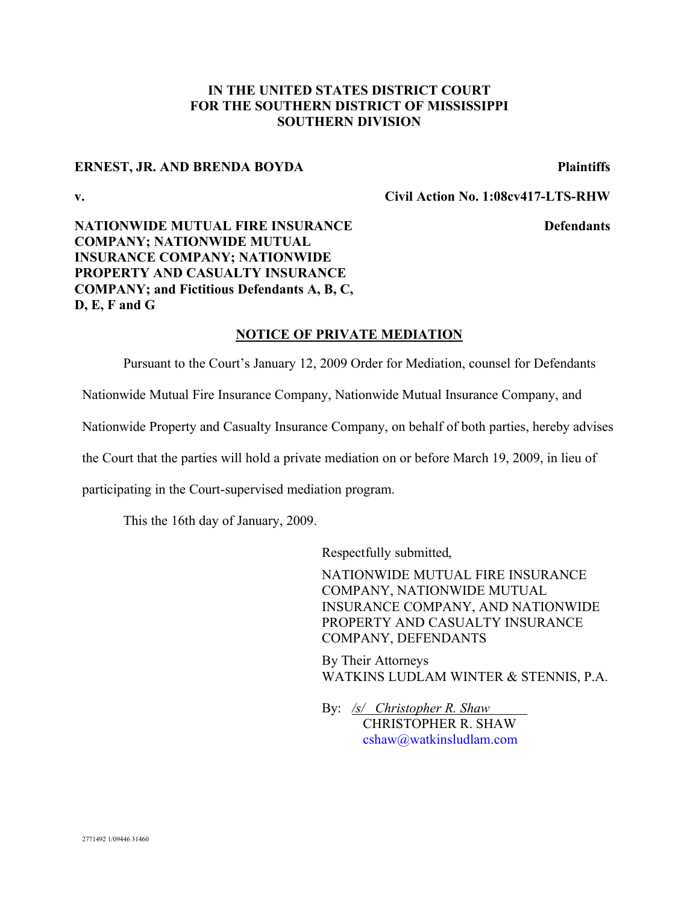**IN THE UNITED STATES DISTRICT COURT**
**FOR THE SOUTHERN DISTRICT OF MISSISSIPPI**
**SOUTHERN DIVISION**

**ERNEST, JR. AND BRENDA BOYDA** **Plaintiffs**

**v.** **Civil Action No. 1:08cv417-LTS-RHW**

**NATIONWIDE MUTUAL FIRE INSURANCE COMPANY; NATIONWIDE MUTUAL INSURANCE COMPANY; NATIONWIDE PROPERTY AND CASUALTY INSURANCE COMPANY; and Fictitious Defendants A, B, C, D, E, F and G** **Defendants**

**NOTICE OF PRIVATE MEDIATION**

Pursuant to the Court's January 12, 2009 Order for Mediation, counsel for Defendants Nationwide Mutual Fire Insurance Company, Nationwide Mutual Insurance Company, and Nationwide Property and Casualty Insurance Company, on behalf of both parties, hereby advises the Court that the parties will hold a private mediation on or before March 19, 2009, in lieu of participating in the Court-supervised mediation program.

This the 16th day of January, 2009.

Respectfully submitted,

NATIONWIDE MUTUAL FIRE INSURANCE COMPANY, NATIONWIDE MUTUAL INSURANCE COMPANY, AND NATIONWIDE PROPERTY AND CASUALTY INSURANCE COMPANY, DEFENDANTS

By Their Attorneys
WATKINS LUDLAM WINTER & STENNIS, P.A.

By: */s/ Christopher R. Shaw*
CHRISTOPHER R. SHAW
cshaw@watkinsludlam.com

2771492 1/09446 31460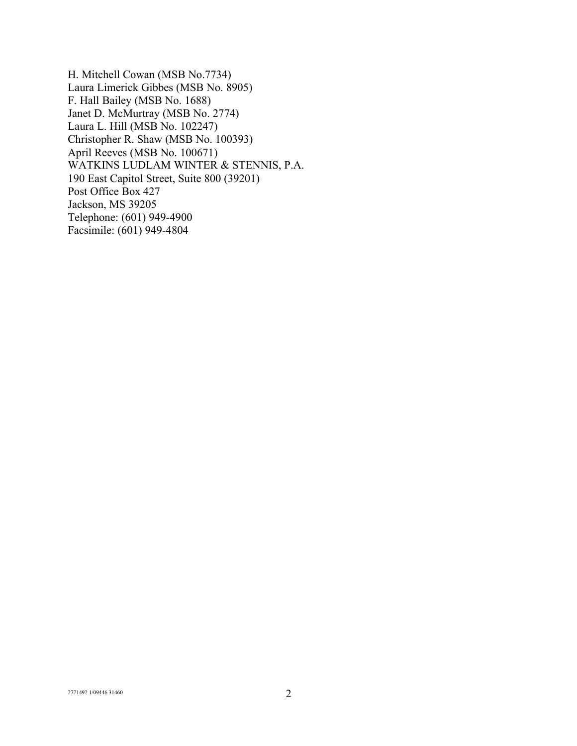H. Mitchell Cowan (MSB No.7734)
Laura Limerick Gibbes (MSB No. 8905)
F. Hall Bailey (MSB No. 1688)
Janet D. McMurtray (MSB No. 2774)
Laura L. Hill (MSB No. 102247)
Christopher R. Shaw (MSB No. 100393)
April Reeves (MSB No. 100671)
WATKINS LUDLAM WINTER & STENNIS, P.A.
190 East Capitol Street, Suite 800 (39201)
Post Office Box 427
Jackson, MS 39205
Telephone: (601) 949-4900
Facsimile: (601) 949-4804

2771492 1/09446 31460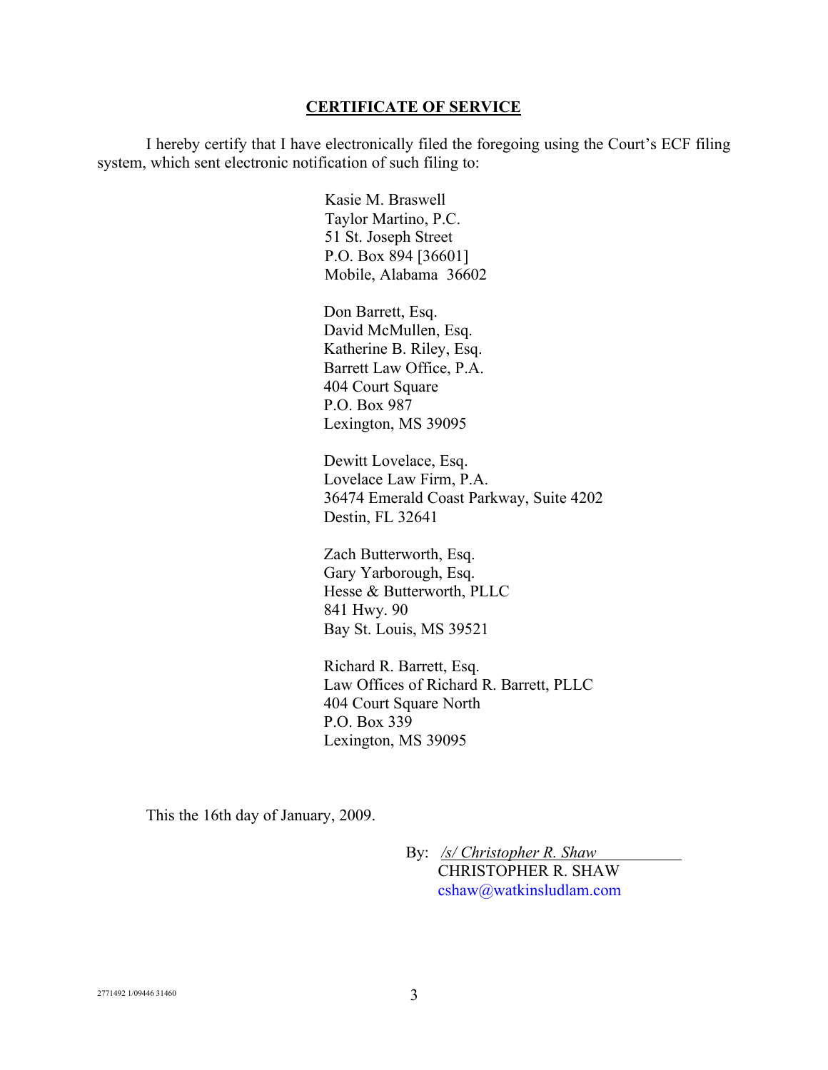## CERTIFICATE OF SERVICE

I hereby certify that I have electronically filed the foregoing using the Court's ECF filing system, which sent electronic notification of such filing to:

Kasie M. Braswell
Taylor Martino, P.C.
51 St. Joseph Street
P.O. Box 894 [36601]
Mobile, Alabama 36602

Don Barrett, Esq.
David McMullen, Esq.
Katherine B. Riley, Esq.
Barrett Law Office, P.A.
404 Court Square
P.O. Box 987
Lexington, MS 39095

Dewitt Lovelace, Esq.
Lovelace Law Firm, P.A.
36474 Emerald Coast Parkway, Suite 4202
Destin, FL 32641

Zach Butterworth, Esq.
Gary Yarborough, Esq.
Hesse & Butterworth, PLLC
841 Hwy. 90
Bay St. Louis, MS 39521

Richard R. Barrett, Esq.
Law Offices of Richard R. Barrett, PLLC
404 Court Square North
P.O. Box 339
Lexington, MS 39095

This the 16th day of January, 2009.

By: */s/ Christopher R. Shaw*
CHRISTOPHER R. SHAW
cshaw@watkinsludlam.com

2771492 1/09446 31460